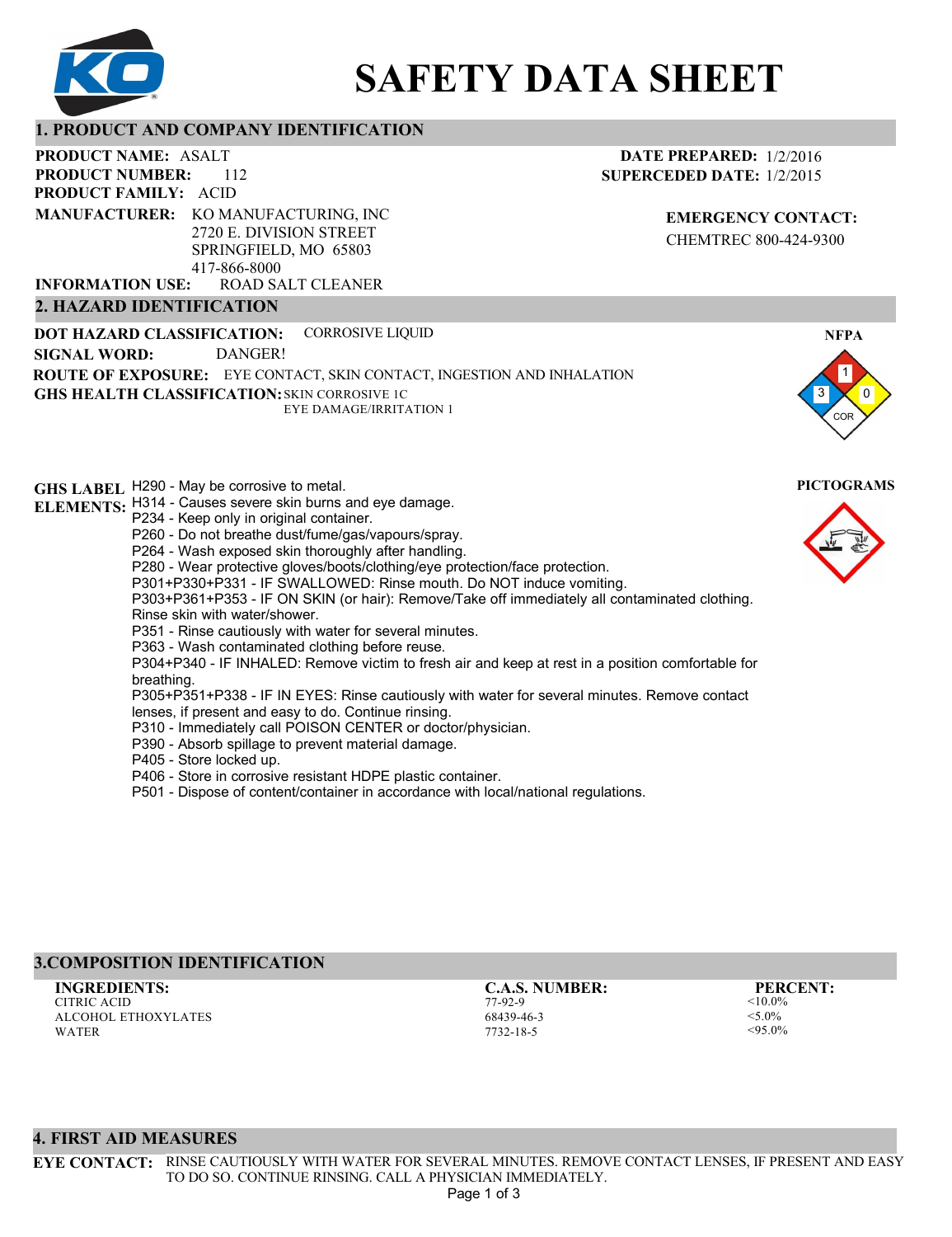# SAFETY DATA SHEET

## 1. PRODUCT AND COMPANY IDENTIFICATION

**PRODUCT NAME:** ASALT
**PRODUCT NUMBER:** 112
**PRODUCT FAMILY:** ACID
**MANUFACTURER:** KO MANUFACTURING, INC
2720 E. DIVISION STREET
SPRINGFIELD, MO 65803
417-866-8000
**INFORMATION USE:** ROAD SALT CLEANER

**DATE PREPARED:** 1/2/2016
**SUPERCEDED DATE:** 1/2/2015

**EMERGENCY CONTACT:**
CHEMTREC 800-424-9300

## 2. HAZARD IDENTIFICATION

**DOT HAZARD CLASSIFICATION:** CORROSIVE LIQUID
**SIGNAL WORD:** DANGER!
**ROUTE OF EXPOSURE:** EYE CONTACT, SKIN CONTACT, INGESTION AND INHALATION
**GHS HEALTH CLASSIFICATION:** SKIN CORROSIVE 1C
EYE DAMAGE/IRRITATION 1

**NFPA**
Health: 3, Flammability: 1, Reactivity: 0, Special: COR

**PICTOGRAMS**

**GHS LABEL ELEMENTS:**
H290 - May be corrosive to metal.
H314 - Causes severe skin burns and eye damage.
P234 - Keep only in original container.
P260 - Do not breathe dust/fume/gas/vapours/spray.
P264 - Wash exposed skin thoroughly after handling.
P280 - Wear protective gloves/boots/clothing/eye protection/face protection.
P301+P330+P331 - IF SWALLOWED: Rinse mouth. Do NOT induce vomiting.
P303+P361+P353 - IF ON SKIN (or hair): Remove/Take off immediately all contaminated clothing. Rinse skin with water/shower.
P351 - Rinse cautiously with water for several minutes.
P363 - Wash contaminated clothing before reuse.
P304+P340 - IF INHALED: Remove victim to fresh air and keep at rest in a position comfortable for breathing.
P305+P351+P338 - IF IN EYES: Rinse cautiously with water for several minutes. Remove contact lenses, if present and easy to do. Continue rinsing.
P310 - Immediately call POISON CENTER or doctor/physician.
P390 - Absorb spillage to prevent material damage.
P405 - Store locked up.
P406 - Store in corrosive resistant HDPE plastic container.
P501 - Dispose of content/container in accordance with local/national regulations.

## 3.COMPOSITION IDENTIFICATION

| INGREDIENTS: | C.A.S. NUMBER: | PERCENT: |
|---|---|---|
| CITRIC ACID | 77-92-9 | <10.0% |
| ALCOHOL ETHOXYLATES | 68439-46-3 | <5.0% |
| WATER | 7732-18-5 | <95.0% |

## 4. FIRST AID MEASURES

**EYE CONTACT:** RINSE CAUTIOUSLY WITH WATER FOR SEVERAL MINUTES. REMOVE CONTACT LENSES, IF PRESENT AND EASY TO DO SO. CONTINUE RINSING. CALL A PHYSICIAN IMMEDIATELY.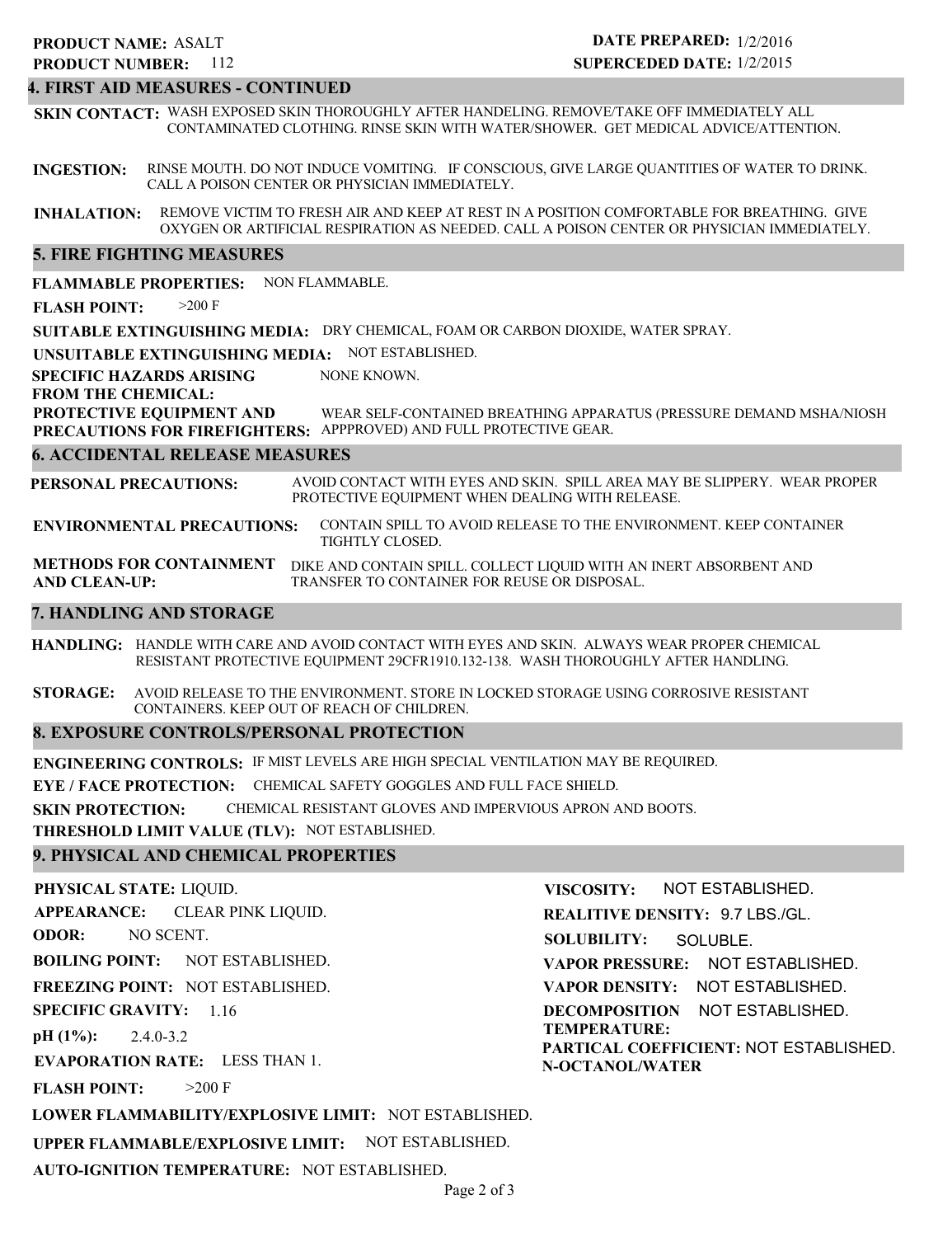**PRODUCT NAME:** ASALT
**PRODUCT NUMBER:** 112

**DATE PREPARED:** 1/2/2016
**SUPERCEDED DATE:** 1/2/2015

## 4. FIRST AID MEASURES - CONTINUED

**SKIN CONTACT:** WASH EXPOSED SKIN THOROUGHLY AFTER HANDELING. REMOVE/TAKE OFF IMMEDIATELY ALL CONTAMINATED CLOTHING. RINSE SKIN WITH WATER/SHOWER. GET MEDICAL ADVICE/ATTENTION.

**INGESTION:** RINSE MOUTH. DO NOT INDUCE VOMITING. IF CONSCIOUS, GIVE LARGE QUANTITIES OF WATER TO DRINK. CALL A POISON CENTER OR PHYSICIAN IMMEDIATELY.

**INHALATION:** REMOVE VICTIM TO FRESH AIR AND KEEP AT REST IN A POSITION COMFORTABLE FOR BREATHING. GIVE OXYGEN OR ARTIFICIAL RESPIRATION AS NEEDED. CALL A POISON CENTER OR PHYSICIAN IMMEDIATELY.

## 5. FIRE FIGHTING MEASURES

**FLAMMABLE PROPERTIES:** NON FLAMMABLE.

**FLASH POINT:** >200 F

**SUITABLE EXTINGUISHING MEDIA:** DRY CHEMICAL, FOAM OR CARBON DIOXIDE, WATER SPRAY.

**UNSUITABLE EXTINGUISHING MEDIA:** NOT ESTABLISHED.

**SPECIFIC HAZARDS ARISING FROM THE CHEMICAL:** NONE KNOWN.

**PROTECTIVE EQUIPMENT AND PRECAUTIONS FOR FIREFIGHTERS:** WEAR SELF-CONTAINED BREATHING APPARATUS (PRESSURE DEMAND MSHA/NIOSH APPPROVED) AND FULL PROTECTIVE GEAR.

## 6. ACCIDENTAL RELEASE MEASURES

**PERSONAL PRECAUTIONS:** AVOID CONTACT WITH EYES AND SKIN. SPILL AREA MAY BE SLIPPERY. WEAR PROPER PROTECTIVE EQUIPMENT WHEN DEALING WITH RELEASE.

**ENVIRONMENTAL PRECAUTIONS:** CONTAIN SPILL TO AVOID RELEASE TO THE ENVIRONMENT. KEEP CONTAINER TIGHTLY CLOSED.

**METHODS FOR CONTAINMENT AND CLEAN-UP:** DIKE AND CONTAIN SPILL. COLLECT LIQUID WITH AN INERT ABSORBENT AND TRANSFER TO CONTAINER FOR REUSE OR DISPOSAL.

## 7. HANDLING AND STORAGE

**HANDLING:** HANDLE WITH CARE AND AVOID CONTACT WITH EYES AND SKIN. ALWAYS WEAR PROPER CHEMICAL RESISTANT PROTECTIVE EQUIPMENT 29CFR1910.132-138. WASH THOROUGHLY AFTER HANDLING.

**STORAGE:** AVOID RELEASE TO THE ENVIRONMENT. STORE IN LOCKED STORAGE USING CORROSIVE RESISTANT CONTAINERS. KEEP OUT OF REACH OF CHILDREN.

## 8. EXPOSURE CONTROLS/PERSONAL PROTECTION

**ENGINEERING CONTROLS:** IF MIST LEVELS ARE HIGH SPECIAL VENTILATION MAY BE REQUIRED.

**EYE / FACE PROTECTION:** CHEMICAL SAFETY GOGGLES AND FULL FACE SHIELD.

**SKIN PROTECTION:** CHEMICAL RESISTANT GLOVES AND IMPERVIOUS APRON AND BOOTS.

**THRESHOLD LIMIT VALUE (TLV):** NOT ESTABLISHED.

## 9. PHYSICAL AND CHEMICAL PROPERTIES

**PHYSICAL STATE:** LIQUID.

**APPEARANCE:** CLEAR PINK LIQUID.

**ODOR:** NO SCENT.

**BOILING POINT:** NOT ESTABLISHED.

**FREEZING POINT:** NOT ESTABLISHED.

**SPECIFIC GRAVITY:** 1.16

**pH (1%):** 2.4.0-3.2

**EVAPORATION RATE:** LESS THAN 1.

**FLASH POINT:** >200 F

**LOWER FLAMMABILITY/EXPLOSIVE LIMIT:** NOT ESTABLISHED.

**UPPER FLAMMABLE/EXPLOSIVE LIMIT:** NOT ESTABLISHED.

**AUTO-IGNITION TEMPERATURE:** NOT ESTABLISHED.

**VISCOSITY:** NOT ESTABLISHED.

**REALITIVE DENSITY:** 9.7 LBS./GL.

**SOLUBILITY:** SOLUBLE.

**VAPOR PRESSURE:** NOT ESTABLISHED.

**VAPOR DENSITY:** NOT ESTABLISHED.

**DECOMPOSITION TEMPERATURE:** NOT ESTABLISHED.

**PARTICAL COEFFICIENT: N-OCTANOL/WATER** NOT ESTABLISHED.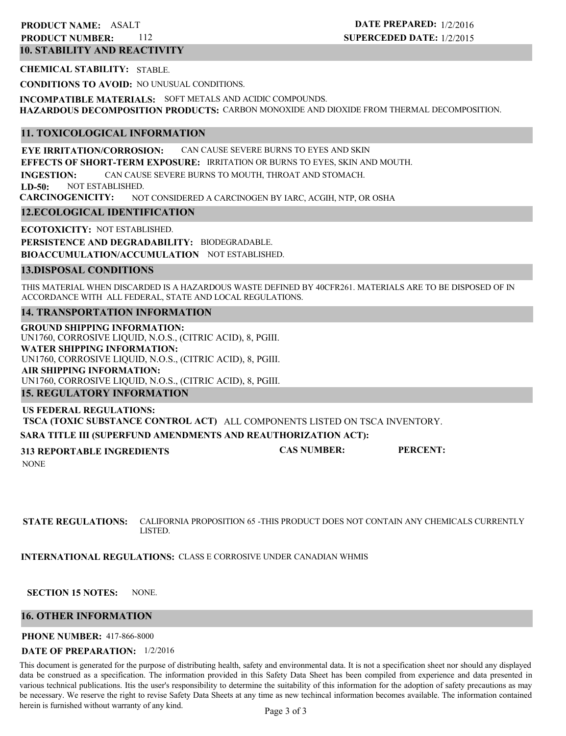**PRODUCT NAME:** ASALT

**PRODUCT NUMBER:** 112

**DATE PREPARED:** 1/2/2016

**SUPERCEDED DATE:** 1/2/2015

## 10. STABILITY AND REACTIVITY

**CHEMICAL STABILITY:** STABLE.

**CONDITIONS TO AVOID:** NO UNUSUAL CONDITIONS.

**INCOMPATIBLE MATERIALS:** SOFT METALS AND ACIDIC COMPOUNDS.

**HAZARDOUS DECOMPOSITION PRODUCTS:** CARBON MONOXIDE AND DIOXIDE FROM THERMAL DECOMPOSITION.

## 11. TOXICOLOGICAL INFORMATION

**EYE IRRITATION/CORROSION:** CAN CAUSE SEVERE BURNS TO EYES AND SKIN

**EFFECTS OF SHORT-TERM EXPOSURE:** IRRITATION OR BURNS TO EYES, SKIN AND MOUTH.

**INGESTION:** CAN CAUSE SEVERE BURNS TO MOUTH, THROAT AND STOMACH.

**LD-50:** NOT ESTABLISHED.

**CARCINOGENICITY:** NOT CONSIDERED A CARCINOGEN BY IARC, ACGIH, NTP, OR OSHA

## 12.ECOLOGICAL IDENTIFICATION

**ECOTOXICITY:** NOT ESTABLISHED.

**PERSISTENCE AND DEGRADABILITY:** BIODEGRADABLE.

**BIOACCUMULATION/ACCUMULATION** NOT ESTABLISHED.

## 13.DISPOSAL CONDITIONS

THIS MATERIAL WHEN DISCARDED IS A HAZARDOUS WASTE DEFINED BY 40CFR261. MATERIALS ARE TO BE DISPOSED OF IN ACCORDANCE WITH ALL FEDERAL, STATE AND LOCAL REGULATIONS.

## 14. TRANSPORTATION INFORMATION

**GROUND SHIPPING INFORMATION:**
UN1760, CORROSIVE LIQUID, N.O.S., (CITRIC ACID), 8, PGIII.

**WATER SHIPPING INFORMATION:**
UN1760, CORROSIVE LIQUID, N.O.S., (CITRIC ACID), 8, PGIII.

**AIR SHIPPING INFORMATION:**
UN1760, CORROSIVE LIQUID, N.O.S., (CITRIC ACID), 8, PGIII.

## 15. REGULATORY INFORMATION

**US FEDERAL REGULATIONS:**

**TSCA (TOXIC SUBSTANCE CONTROL ACT)** ALL COMPONENTS LISTED ON TSCA INVENTORY.

**SARA TITLE III (SUPERFUND AMENDMENTS AND REAUTHORIZATION ACT):**

| 313 REPORTABLE INGREDIENTS | CAS NUMBER: | PERCENT: |
|---|---|---|
| NONE | | |

**STATE REGULATIONS:** CALIFORNIA PROPOSITION 65 -THIS PRODUCT DOES NOT CONTAIN ANY CHEMICALS CURRENTLY LISTED.

**INTERNATIONAL REGULATIONS:** CLASS E CORROSIVE UNDER CANADIAN WHMIS

**SECTION 15 NOTES:** NONE.

## 16. OTHER INFORMATION

**PHONE NUMBER:** 417-866-8000

**DATE OF PREPARATION:** 1/2/2016

This document is generated for the purpose of distributing health, safety and environmental data. It is not a specification sheet nor should any displayed data be construed as a specification. The information provided in this Safety Data Sheet has been compiled from experience and data presented in various technical publications. Itis the user's responsibility to determine the suitability of this information for the adoption of safety precautions as may be necessary. We reserve the right to revise Safety Data Sheets at any time as new techincal information becomes available. The information contained herein is furnished without warranty of any kind.